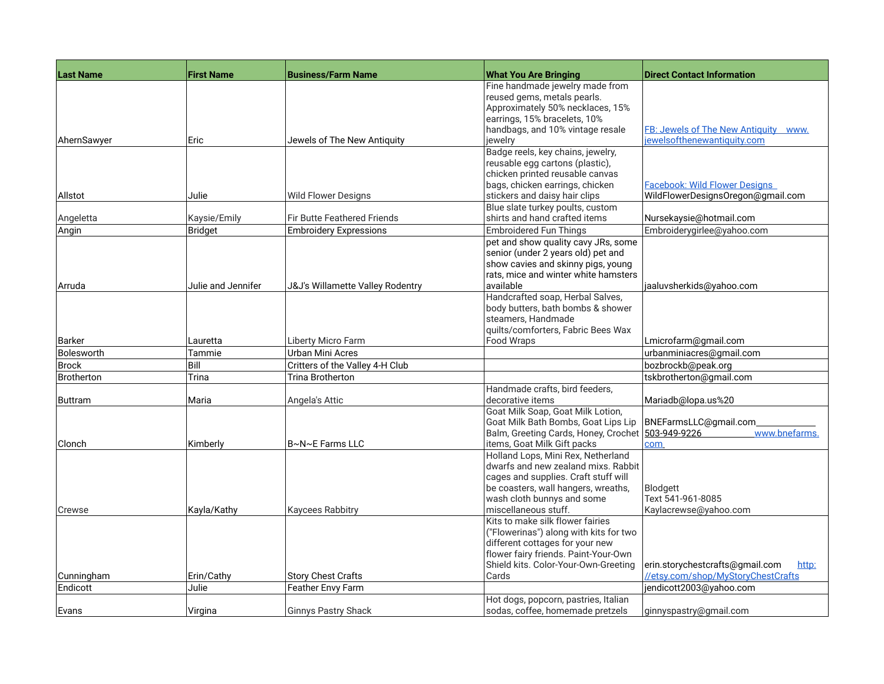| Last Name | First Name | Business/Farm Name | What You Are Bringing | Direct Contact Information |
|---|---|---|---|---|
| AhernSawyer | Eric | Jewels of The New Antiquity | Fine handmade jewelry made from reused gems, metals pearls. Approximately 50% necklaces, 15% earrings, 15% bracelets, 10% handbags, and 10% vintage resale jewelry | FB: Jewels of The New Antiquity www.jewelsofthenewantiquity.com |
| Allstot | Julie | Wild Flower Designs | Badge reels, key chains, jewelry, reusable egg cartons (plastic), chicken printed reusable canvas bags, chicken earrings, chicken stickers and daisy hair clips | Facebook: Wild Flower Designs WildFlowerDesignsOregon@gmail.com |
| Angeletta | Kaysie/Emily | Fir Butte Feathered Friends | Blue slate turkey poults, custom shirts and hand crafted items | Nursekaysie@hotmail.com |
| Angin | Bridget | Embroidery Expressions | Embroidered Fun Things | Embroiderygirlee@yahoo.com |
| Arruda | Julie and Jennifer | J&J's Willamette Valley Rodentry | pet and show quality cavy JRs, some senior (under 2 years old) pet and show cavies and skinny pigs, young rats, mice and winter white hamsters available | jaaluvsherkids@yahoo.com |
| Barker | Lauretta | Liberty Micro Farm | Handcrafted soap, Herbal Salves, body butters, bath bombs & shower steamers, Handmade quilts/comforters, Fabric Bees Wax Food Wraps | Lmicrofarm@gmail.com |
| Bolesworth | Tammie | Urban Mini Acres | | urbanminiacres@gmail.com |
| Brock | Bill | Critters of the Valley 4-H Club | | bozbrockb@peak.org |
| Brotherton | Trina | Trina Brotherton | | tskbrotherton@gmail.com |
| Buttram | Maria | Angela's Attic | Handmade crafts, bird feeders, decorative items | Mariadb@lopa.us%20 |
| Clonch | Kimberly | B~N~E Farms LLC | Goat Milk Soap, Goat Milk Lotion, Goat Milk Bath Bombs, Goat Lips Lip Balm, Greeting Cards, Honey, Crochet items, Goat Milk Gift packs | BNEFarmsLLC@gmail.com 503-949-9226 www.bnefarms.com |
| Crewse | Kayla/Kathy | Kaycees Rabbitry | Holland Lops, Mini Rex, Netherland dwarfs and new zealand mixs. Rabbit cages and supplies. Craft stuff will be coasters, wall hangers, wreaths, wash cloth bunnys and some miscellaneous stuff. | Blodgett Text 541-961-8085 Kaylacrewse@yahoo.com |
| Cunningham | Erin/Cathy | Story Chest Crafts | Kits to make silk flower fairies ("Flowerinas") along with kits for two different cottages for your new flower fairy friends. Paint-Your-Own Shield kits. Color-Your-Own-Greeting Cards | erin.storychestcrafts@gmail.com http://etsy.com/shop/MyStoryChestCrafts |
| Endicott | Julie | Feather Envy Farm | | jendicott2003@yahoo.com |
| Evans | Virgina | Ginnys Pastry Shack | Hot dogs, popcorn, pastries, Italian sodas, coffee, homemade pretzels | ginnyspastry@gmail.com |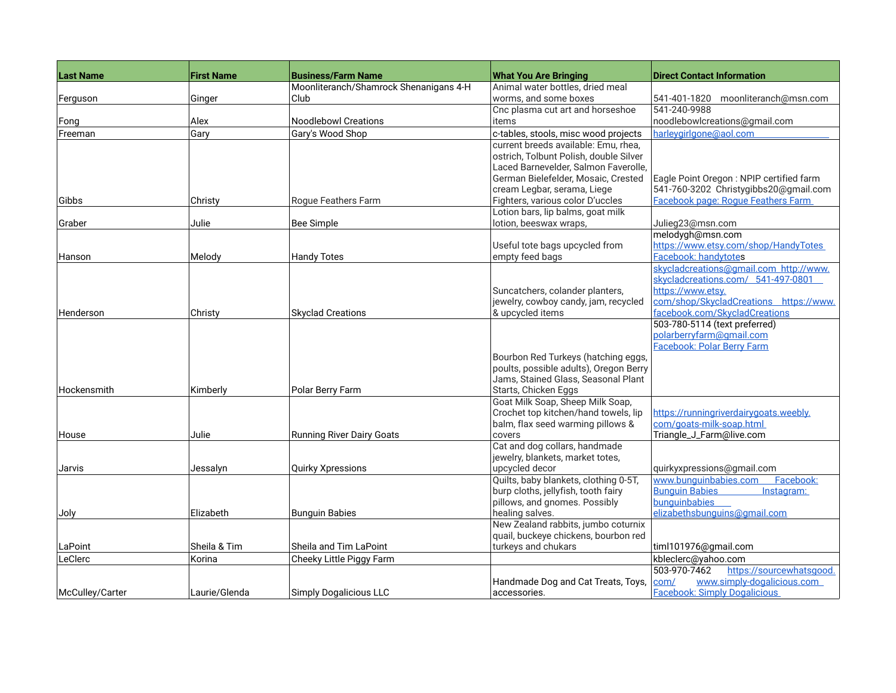| Last Name | First Name | Business/Farm Name | What You Are Bringing | Direct Contact Information |
|---|---|---|---|---|
| Ferguson | Ginger | Moonliteranch/Shamrock Shenanigans 4-H Club | Animal water bottles, dried meal worms, and some boxes | 541-401-1820 moonliteranch@msn.com |
| Fong | Alex | Noodlebowl Creations | Cnc plasma cut art and horseshoe items | 541-240-9988 noodlebowlcreations@gmail.com |
| Freeman | Gary | Gary's Wood Shop | c-tables, stools, misc wood projects | harleygirlgone@aol.com |
| Gibbs | Christy | Rogue Feathers Farm | current breeds available: Emu, rhea, ostrich, Tolbunt Polish, double Silver Laced Barnevelder, Salmon Faverolle, German Bielefelder, Mosaic, Crested cream Legbar, serama, Liege Fighters, various color D'uccles | Eagle Point Oregon : NPIP certified farm 541-760-3202 Christygibbs20@gmail.com Facebook page: Rogue Feathers Farm |
| Graber | Julie | Bee Simple | Lotion bars, lip balms, goat milk lotion, beeswax wraps, | Julieg23@msn.com |
| Hanson | Melody | Handy Totes | Useful tote bags upcycled from empty feed bags | melodygh@msn.com https://www.etsy.com/shop/HandyTotes Facebook: handytotes |
| Henderson | Christy | Skyclad Creations | Suncatchers, colander planters, jewelry, cowboy candy, jam, recycled & upcycled items | skycladcreations@gmail.com http://www.skycladcreations.com/ 541-497-0801 https://www.etsy.com/shop/SkycladCreations https://www.facebook.com/SkycladCreations |
| Hockensmith | Kimberly | Polar Berry Farm | Bourbon Red Turkeys (hatching eggs, poults, possible adults), Oregon Berry Jams, Stained Glass, Seasonal Plant Starts, Chicken Eggs | 503-780-5114 (text preferred) polarberryfarm@gmail.com Facebook: Polar Berry Farm |
| House | Julie | Running River Dairy Goats | Goat Milk Soap, Sheep Milk Soap, Crochet top kitchen/hand towels, lip balm, flax seed warming pillows & covers | https://runningriverdairygoats.weebly.com/goat-milk-soap.html Triangle_J_Farm@live.com |
| Jarvis | Jessalyn | Quirky Xpressions | Cat and dog collars, handmade jewelry, blankets, market totes, upcycled decor | quirkyxpressions@gmail.com |
| Joly | Elizabeth | Bunguin Babies | Quilts, baby blankets, clothing 0-5T, burp cloths, jellyfish, tooth fairy pillows, and gnomes. Possibly healing salves. | www.bunguinbabies.com Facebook: Bunguin Babies Instagram: bunguinbabies elizabethsbunguins@gmail.com |
| LaPoint | Sheila & Tim | Sheila and Tim LaPoint | New Zealand rabbits, jumbo coturnix quail, buckeye chickens, bourbon red turkeys and chukars | timl101976@gmail.com |
| LeClerc | Korina | Cheeky Little Piggy Farm | | kbleclerc@yahoo.com |
| McCulley/Carter | Laurie/Glenda | Simply Dogalicious LLC | Handmade Dog and Cat Treats, Toys, accessories. | 503-970-7462 https://sourcewhatsgood.com/ www.simply-dogalicious.com Facebook: Simply Dogalicious |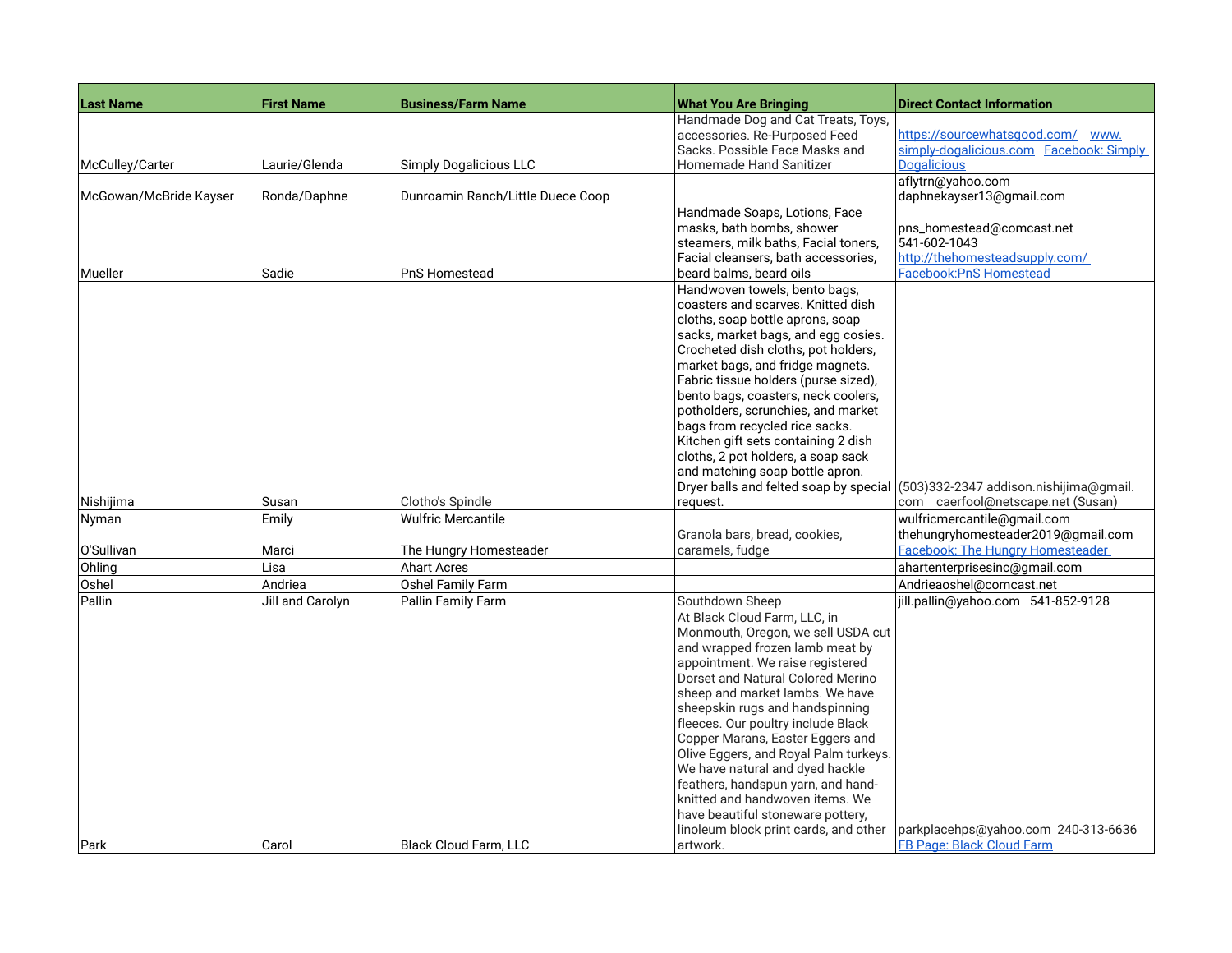| Last Name | First Name | Business/Farm Name | What You Are Bringing | Direct Contact Information |
|---|---|---|---|---|
| McCulley/Carter | Laurie/Glenda | Simply Dogalicious LLC | Handmade Dog and Cat Treats, Toys, accessories. Re-Purposed Feed Sacks. Possible Face Masks and Homemade Hand Sanitizer | https://sourcewhatsgood.com/ www.simply-dogalicious.com Facebook: Simply Dogalicious |
| McGowan/McBride Kayser | Ronda/Daphne | Dunroamin Ranch/Little Duece Coop | | aflytrn@yahoo.com daphnekayser13@gmail.com |
| Mueller | Sadie | PnS Homestead | Handmade Soaps, Lotions, Face masks, bath bombs, shower steamers, milk baths, Facial toners, Facial cleansers, bath accessories, beard balms, beard oils | pns_homestead@comcast.net 541-602-1043 http://thehomesteadsupply.com/ Facebook:PnS Homestead |
| Nishijima | Susan | Clotho's Spindle | Handwoven towels, bento bags, coasters and scarves. Knitted dish cloths, soap bottle aprons, soap sacks, market bags, and egg cosies. Crocheted dish cloths, pot holders, market bags, and fridge magnets. Fabric tissue holders (purse sized), bento bags, coasters, neck coolers, potholders, scrunchies, and market bags from recycled rice sacks. Kitchen gift sets containing 2 dish cloths, 2 pot holders, a soap sack and matching soap bottle apron. Dryer balls and felted soap by special request. | (503)332-2347 addison.nishijima@gmail.com caerfool@netscape.net (Susan) |
| Nyman | Emily | Wulfric Mercantile | | wulfricmercantile@gmail.com |
| O'Sullivan | Marci | The Hungry Homesteader | Granola bars, bread, cookies, caramels, fudge | thehungryhomesteader2019@gmail.com Facebook: The Hungry Homesteader |
| Ohling | Lisa | Ahart Acres | | ahartenterprisesinc@gmail.com |
| Oshel | Andriea | Oshel Family Farm | | Andrieaoshel@comcast.net |
| Pallin | Jill and Carolyn | Pallin Family Farm | Southdown Sheep | jill.pallin@yahoo.com 541-852-9128 |
| Park | Carol | Black Cloud Farm, LLC | At Black Cloud Farm, LLC, in Monmouth, Oregon, we sell USDA cut and wrapped frozen lamb meat by appointment. We raise registered Dorset and Natural Colored Merino sheep and market lambs. We have sheepskin rugs and handspinning fleeces. Our poultry include Black Copper Marans, Easter Eggers and Olive Eggers, and Royal Palm turkeys. We have natural and dyed hackle feathers, handspun yarn, and hand-knitted and handwoven items. We have beautiful stoneware pottery, linoleum block print cards, and other artwork. | parkplacehps@yahoo.com 240-313-6636 FB Page: Black Cloud Farm |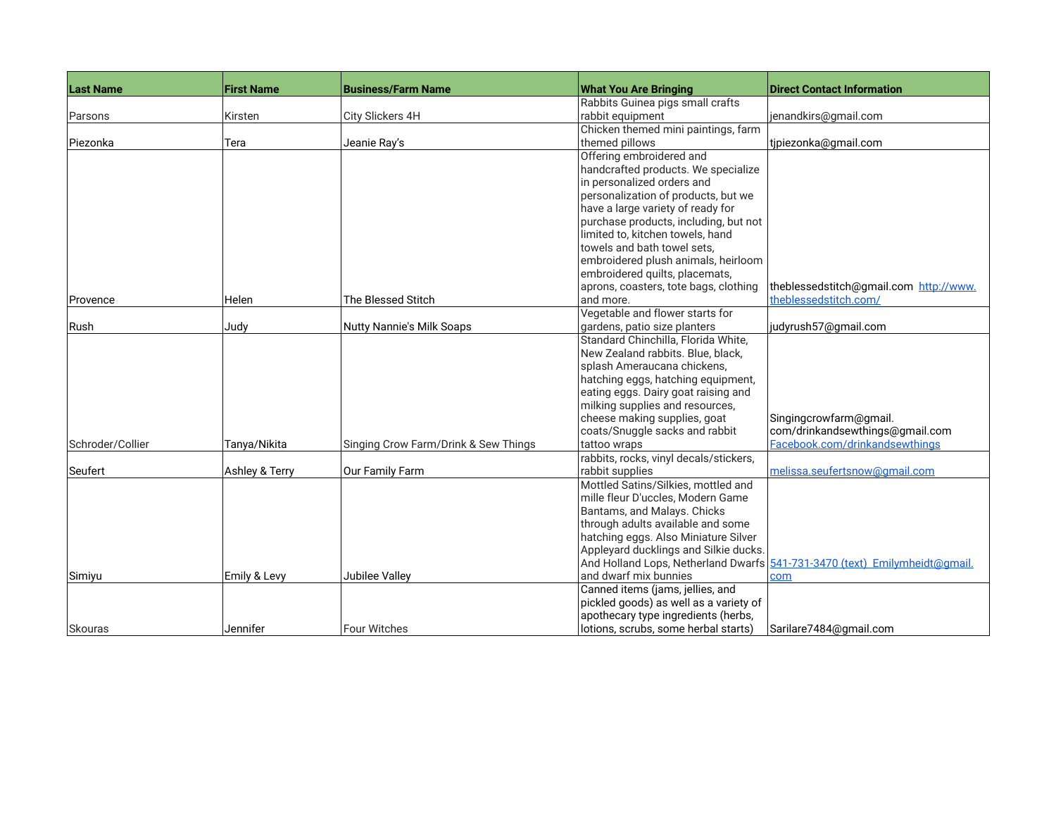| Last Name | First Name | Business/Farm Name | What You Are Bringing | Direct Contact Information |
|---|---|---|---|---|
| Parsons | Kirsten | City Slickers 4H | Rabbits Guinea pigs small crafts rabbit equipment | jenandkirs@gmail.com |
| Piezonka | Tera | Jeanie Ray's | Chicken themed mini paintings, farm themed pillows | tjpiezonka@gmail.com |
| Provence | Helen | The Blessed Stitch | Offering embroidered and handcrafted products. We specialize in personalized orders and personalization of products, but we have a large variety of ready for purchase products, including, but not limited to, kitchen towels, hand towels and bath towel sets, embroidered plush animals, heirloom embroidered quilts, placemats, aprons, coasters, tote bags, clothing and more. | theblessedstitch@gmail.com http://www.theblessedstitch.com/ |
| Rush | Judy | Nutty Nannie's Milk Soaps | Vegetable and flower starts for gardens, patio size planters | judyrush57@gmail.com |
| Schroder/Collier | Tanya/Nikita | Singing Crow Farm/Drink & Sew Things | Standard Chinchilla, Florida White, New Zealand rabbits. Blue, black, splash Ameraucana chickens, hatching eggs, hatching equipment, eating eggs. Dairy goat raising and milking supplies and resources, cheese making supplies, goat coats/Snuggle sacks and rabbit tattoo wraps | Singingcrowfarm@gmail.com/drinkandsewthings@gmail.com Facebook.com/drinkandsewthings |
| Seufert | Ashley & Terry | Our Family Farm | rabbits, rocks, vinyl decals/stickers, rabbit supplies | melissa.seufertsnow@gmail.com |
| Simiyu | Emily & Levy | Jubilee Valley | Mottled Satins/Silkies, mottled and mille fleur D'uccles, Modern Game Bantams, and Malays. Chicks through adults available and some hatching eggs. Also Miniature Silver Appleyard ducklings and Silkie ducks. And Holland Lops, Netherland Dwarfs and dwarf mix bunnies | 541-731-3470 (text) Emilymheidt@gmail.com |
| Skouras | Jennifer | Four Witches | Canned items (jams, jellies, and pickled goods) as well as a variety of apothecary type ingredients (herbs, lotions, scrubs, some herbal starts) | Sarilare7484@gmail.com |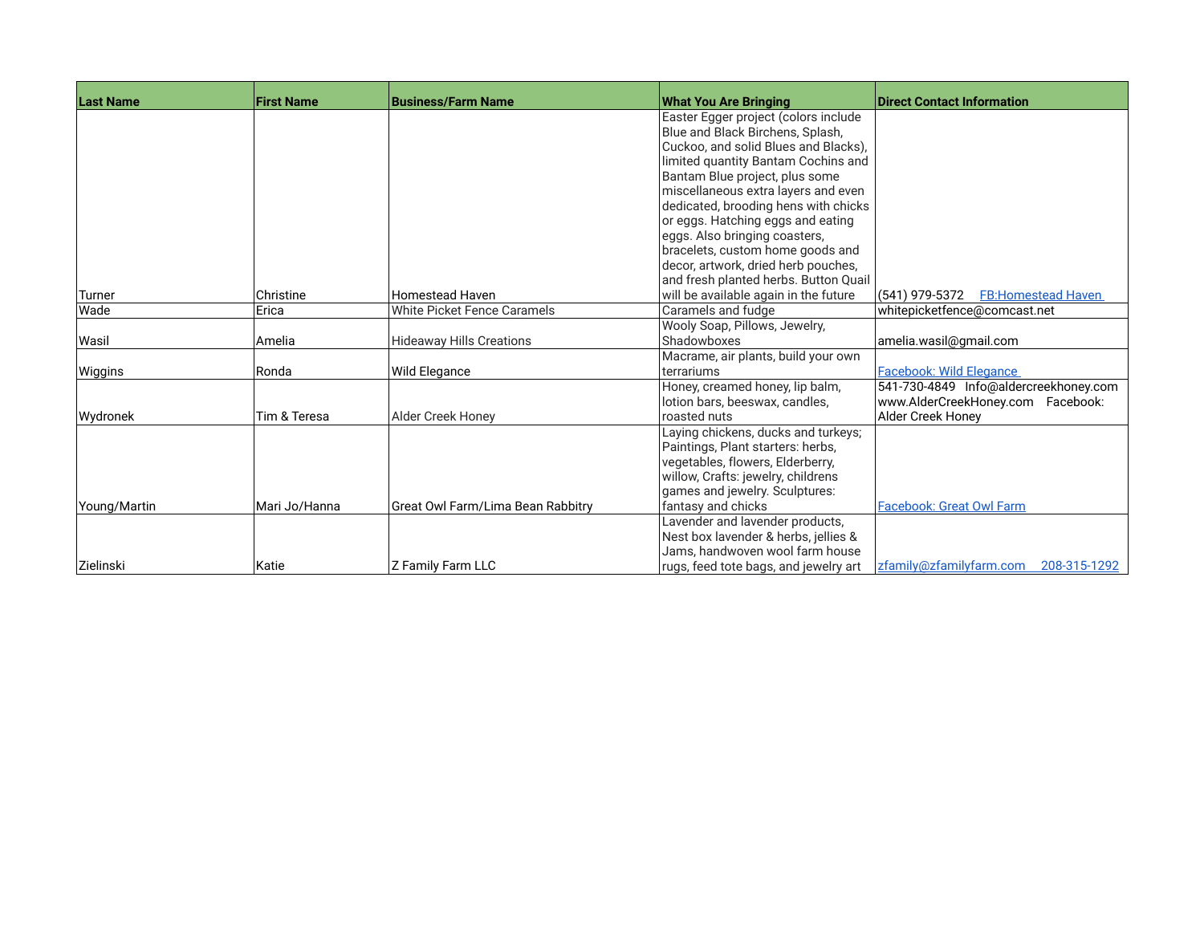| Last Name | First Name | Business/Farm Name | What You Are Bringing | Direct Contact Information |
| --- | --- | --- | --- | --- |
| Turner | Christine | Homestead Haven | Easter Egger project (colors include Blue and Black Birchens, Splash, Cuckoo, and solid Blues and Blacks), limited quantity Bantam Cochins and Bantam Blue project, plus some miscellaneous extra layers and even dedicated, brooding hens with chicks or eggs. Hatching eggs and eating eggs. Also bringing coasters, bracelets, custom home goods and decor, artwork, dried herb pouches, and fresh planted herbs. Button Quail will be available again in the future | (541) 979-5372 FB:Homestead Haven |
| Wade | Erica | White Picket Fence Caramels | Caramels and fudge | whitepicketfence@comcast.net |
| Wasil | Amelia | Hideaway Hills Creations | Wooly Soap, Pillows, Jewelry, Shadowboxes | amelia.wasil@gmail.com |
| Wiggins | Ronda | Wild Elegance | Macrame, air plants, build your own terrariums | Facebook: Wild Elegance |
| Wydronek | Tim & Teresa | Alder Creek Honey | Honey, creamed honey, lip balm, lotion bars, beeswax, candles, roasted nuts | 541-730-4849 Info@aldercreekhoney.com www.AlderCreekHoney.com Facebook: Alder Creek Honey |
| Young/Martin | Mari Jo/Hanna | Great Owl Farm/Lima Bean Rabbitry | Laying chickens, ducks and turkeys; Paintings, Plant starters: herbs, vegetables, flowers, Elderberry, willow, Crafts: jewelry, childrens games and jewelry. Sculptures: fantasy and chicks | Facebook: Great Owl Farm |
| Zielinski | Katie | Z Family Farm LLC | Lavender and lavender products, Nest box lavender & herbs, jellies & Jams, handwoven wool farm house rugs, feed tote bags, and jewelry art | zfamily@zfamilyfarm.com 208-315-1292 |